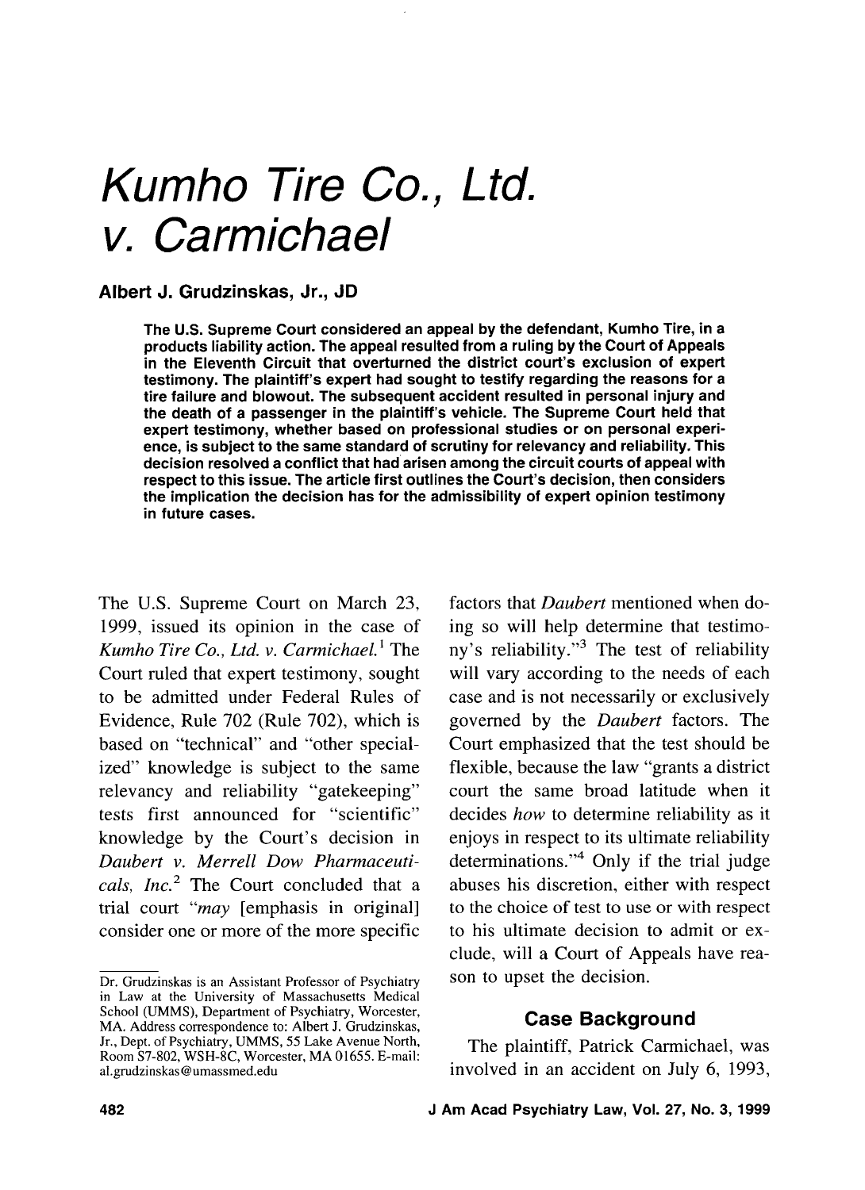# *Kumho Tire Co., Ltd. v. Carmichael*

**Albert J. Grudzinskas, Jr., JD**

**The U.S. Supreme Court considered an appeal by the defendant, Kumho Tire, in a products liability action. The appeal resulted from a ruling by the Court of Appeals in the Eleventh Circuit that overturned the district court's exclusion of expert testimony. The plaintiff's expert had sought to testify regarding the reasons for a tire failure and blowout. The subsequent accident resulted in personal injury and the death of a passenger in the plaintiff's vehicle. The Supreme Court held that expert testimony, whether based on professional studies or on personal experience, is subject to the same standard of scrutiny for relevancy and reliability. This decision resolved a conflict that had arisen among the circuit courts of appeal with respect to this issue. The article first outlines the Court's decision, then considers the implication the decision has for the admissibility of expert opinion testimony in future cases.**

The U.S. Supreme Court on March 23, 1999, issued its opinion in the case of *Kumho Tire Co., Ltd. v. Carmichael.*[1] The Court ruled that expert testimony, sought to be admitted under Federal Rules of Evidence, Rule 702 (Rule 702), which is based on "technical" and "other specialized" knowledge is subject to the same relevancy and reliability "gatekeeping" tests first announced for "scientific" knowledge by the Court's decision in *Daubert v. Merrell Dow Pharmaceuticals, Inc.*[2] The Court concluded that a trial court "*may* [emphasis in original] consider one or more of the more specific factors that *Daubert* mentioned when doing so will help determine that testimony's reliability."[3] The test of reliability will vary according to the needs of each case and is not necessarily or exclusively governed by the *Daubert* factors. The Court emphasized that the test should be flexible, because the law "grants a district court the same broad latitude when it decides *how* to determine reliability as it enjoys in respect to its ultimate reliability determinations."[4] Only if the trial judge abuses his discretion, either with respect to the choice of test to use or with respect to his ultimate decision to admit or exclude, will a Court of Appeals have reason to upset the decision.

## Case Background

The plaintiff, Patrick Carmichael, was involved in an accident on July 6, 1993,

---

Dr. Grudzinskas is an Assistant Professor of Psychiatry in Law at the University of Massachusetts Medical School (UMMS), Department of Psychiatry, Worcester, MA. Address correspondence to: Albert J. Grudzinskas, Jr., Dept. of Psychiatry, UMMS, 55 Lake Avenue North, Room S7-802, WSH-8C, Worcester, MA 01655. E-mail: al.grudzinskas@umassmed.edu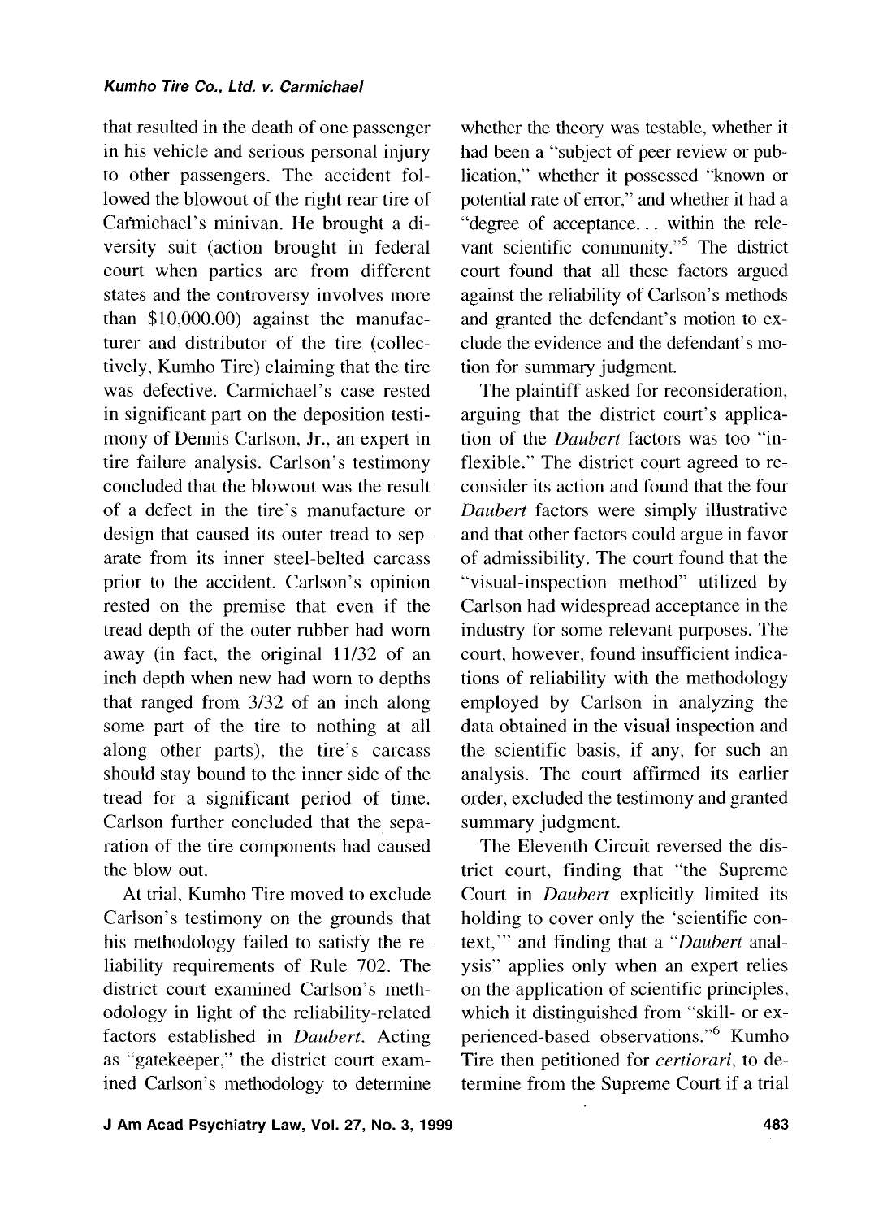that resulted in the death of one passenger in his vehicle and serious personal injury to other passengers. The accident followed the blowout of the right rear tire of Carmichael's minivan. He brought a diversity suit (action brought in federal court when parties are from different states and the controversy involves more than $10,000.00) against the manufacturer and distributor of the tire (collectively, Kumho Tire) claiming that the tire was defective. Carmichael's case rested in significant part on the deposition testimony of Dennis Carlson, Jr., an expert in tire failure analysis. Carlson's testimony concluded that the blowout was the result of a defect in the tire's manufacture or design that caused its outer tread to separate from its inner steel-belted carcass prior to the accident. Carlson's opinion rested on the premise that even if the tread depth of the outer rubber had worn away (in fact, the original 11/32 of an inch depth when new had worn to depths that ranged from 3/32 of an inch along some part of the tire to nothing at all along other parts), the tire's carcass should stay bound to the inner side of the tread for a significant period of time. Carlson further concluded that the separation of the tire components had caused the blow out.

At trial, Kumho Tire moved to exclude Carlson's testimony on the grounds that his methodology failed to satisfy the reliability requirements of Rule 702. The district court examined Carlson's methodology in light of the reliability-related factors established in *Daubert*. Acting as "gatekeeper," the district court examined Carlson's methodology to determine whether the theory was testable, whether it had been a "subject of peer review or publication," whether it possessed "known or potential rate of error," and whether it had a "degree of acceptance... within the relevant scientific community."[5] The district court found that all these factors argued against the reliability of Carlson's methods and granted the defendant's motion to exclude the evidence and the defendant's motion for summary judgment.

The plaintiff asked for reconsideration, arguing that the district court's application of the *Daubert* factors was too "inflexible." The district court agreed to reconsider its action and found that the four *Daubert* factors were simply illustrative and that other factors could argue in favor of admissibility. The court found that the "visual-inspection method" utilized by Carlson had widespread acceptance in the industry for some relevant purposes. The court, however, found insufficient indications of reliability with the methodology employed by Carlson in analyzing the data obtained in the visual inspection and the scientific basis, if any, for such an analysis. The court affirmed its earlier order, excluded the testimony and granted summary judgment.

The Eleventh Circuit reversed the district court, finding that "the Supreme Court in *Daubert* explicitly limited its holding to cover only the 'scientific context,'" and finding that a "*Daubert* analysis" applies only when an expert relies on the application of scientific principles, which it distinguished from "skill- or experienced-based observations."[6] Kumho Tire then petitioned for *certiorari*, to determine from the Supreme Court if a trial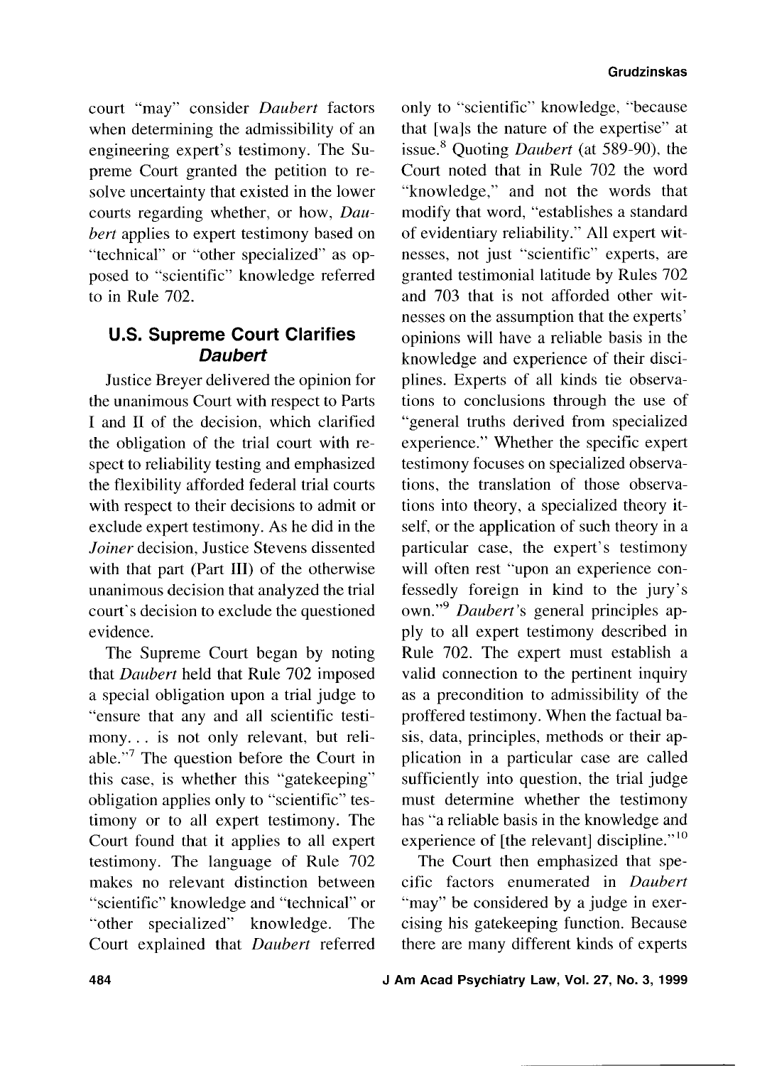court "may" consider *Daubert* factors when determining the admissibility of an engineering expert's testimony. The Supreme Court granted the petition to resolve uncertainty that existed in the lower courts regarding whether, or how, *Daubert* applies to expert testimony based on "technical" or "other specialized" as opposed to "scientific" knowledge referred to in Rule 702.

## U.S. Supreme Court Clarifies *Daubert*

Justice Breyer delivered the opinion for the unanimous Court with respect to Parts I and II of the decision, which clarified the obligation of the trial court with respect to reliability testing and emphasized the flexibility afforded federal trial courts with respect to their decisions to admit or exclude expert testimony. As he did in the *Joiner* decision, Justice Stevens dissented with that part (Part III) of the otherwise unanimous decision that analyzed the trial court's decision to exclude the questioned evidence.

The Supreme Court began by noting that *Daubert* held that Rule 702 imposed a special obligation upon a trial judge to "ensure that any and all scientific testimony... is not only relevant, but reliable."[7] The question before the Court in this case, is whether this "gatekeeping" obligation applies only to "scientific" testimony or to all expert testimony. The Court found that it applies to all expert testimony. The language of Rule 702 makes no relevant distinction between "scientific" knowledge and "technical" or "other specialized" knowledge. The Court explained that *Daubert* referred only to "scientific" knowledge, "because that [wa]s the nature of the expertise" at issue.[8] Quoting *Daubert* (at 589-90), the Court noted that in Rule 702 the word "knowledge," and not the words that modify that word, "establishes a standard of evidentiary reliability." All expert witnesses, not just "scientific" experts, are granted testimonial latitude by Rules 702 and 703 that is not afforded other witnesses on the assumption that the experts' opinions will have a reliable basis in the knowledge and experience of their disciplines. Experts of all kinds tie observations to conclusions through the use of "general truths derived from specialized experience." Whether the specific expert testimony focuses on specialized observations, the translation of those observations into theory, a specialized theory itself, or the application of such theory in a particular case, the expert's testimony will often rest "upon an experience confessedly foreign in kind to the jury's own."[9] *Daubert*'s general principles apply to all expert testimony described in Rule 702. The expert must establish a valid connection to the pertinent inquiry as a precondition to admissibility of the proffered testimony. When the factual basis, data, principles, methods or their application in a particular case are called sufficiently into question, the trial judge must determine whether the testimony has "a reliable basis in the knowledge and experience of [the relevant] discipline."[10]

The Court then emphasized that specific factors enumerated in *Daubert* "may" be considered by a judge in exercising his gatekeeping function. Because there are many different kinds of experts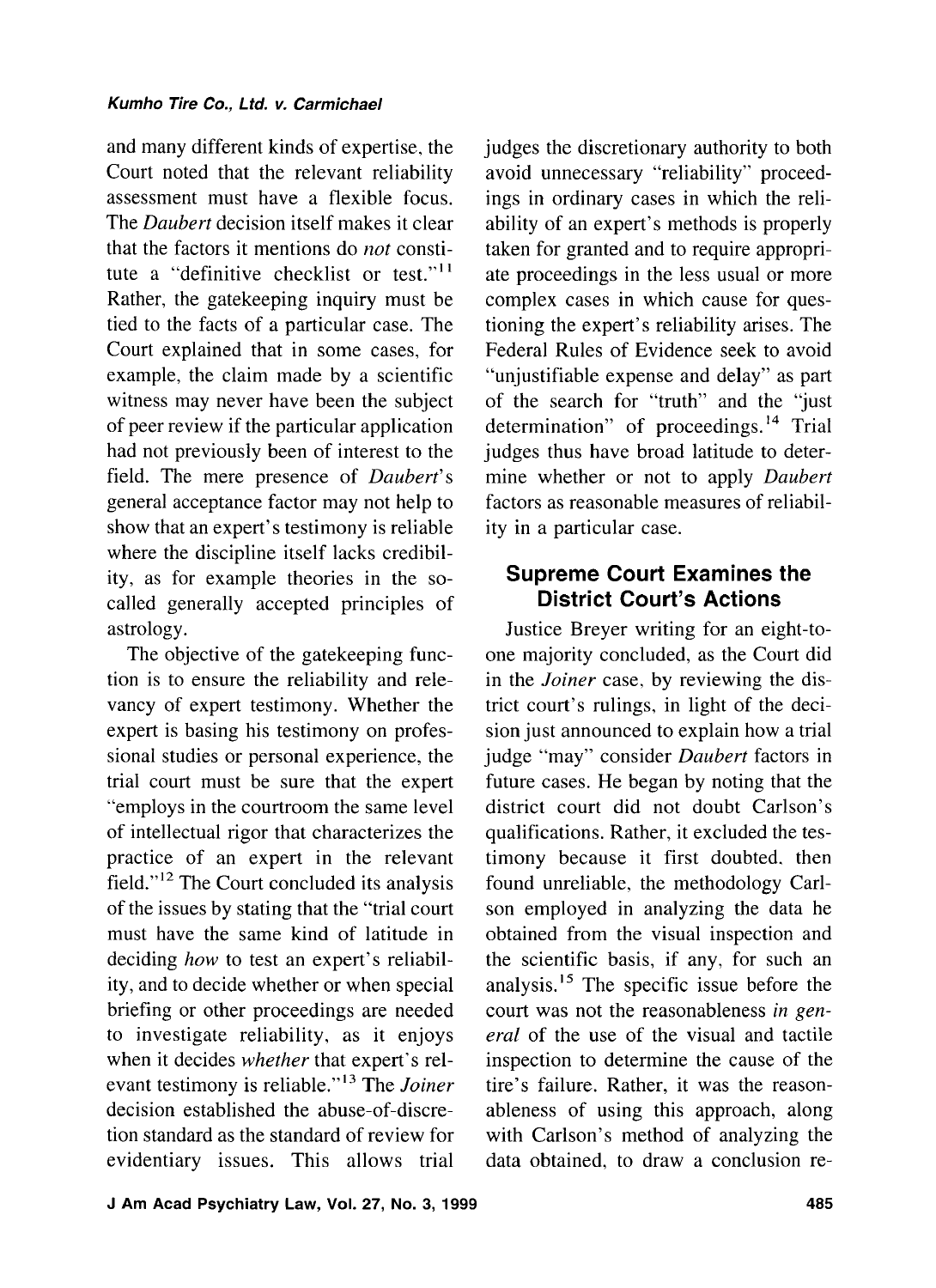and many different kinds of expertise, the Court noted that the relevant reliability assessment must have a flexible focus. The *Daubert* decision itself makes it clear that the factors it mentions do *not* constitute a "definitive checklist or test."[11] Rather, the gatekeeping inquiry must be tied to the facts of a particular case. The Court explained that in some cases, for example, the claim made by a scientific witness may never have been the subject of peer review if the particular application had not previously been of interest to the field. The mere presence of *Daubert*'s general acceptance factor may not help to show that an expert's testimony is reliable where the discipline itself lacks credibility, as for example theories in the so-called generally accepted principles of astrology.

The objective of the gatekeeping function is to ensure the reliability and relevancy of expert testimony. Whether the expert is basing his testimony on professional studies or personal experience, the trial court must be sure that the expert "employs in the courtroom the same level of intellectual rigor that characterizes the practice of an expert in the relevant field."[12] The Court concluded its analysis of the issues by stating that the "trial court must have the same kind of latitude in deciding *how* to test an expert's reliability, and to decide whether or when special briefing or other proceedings are needed to investigate reliability, as it enjoys when it decides *whether* that expert's relevant testimony is reliable."[13] The *Joiner* decision established the abuse-of-discretion standard as the standard of review for evidentiary issues. This allows trial judges the discretionary authority to both avoid unnecessary "reliability" proceedings in ordinary cases in which the reliability of an expert's methods is properly taken for granted and to require appropriate proceedings in the less usual or more complex cases in which cause for questioning the expert's reliability arises. The Federal Rules of Evidence seek to avoid "unjustifiable expense and delay" as part of the search for "truth" and the "just determination" of proceedings.[14] Trial judges thus have broad latitude to determine whether or not to apply *Daubert* factors as reasonable measures of reliability in a particular case.

## Supreme Court Examines the District Court's Actions

Justice Breyer writing for an eight-to-one majority concluded, as the Court did in the *Joiner* case, by reviewing the district court's rulings, in light of the decision just announced to explain how a trial judge "may" consider *Daubert* factors in future cases. He began by noting that the district court did not doubt Carlson's qualifications. Rather, it excluded the testimony because it first doubted, then found unreliable, the methodology Carlson employed in analyzing the data he obtained from the visual inspection and the scientific basis, if any, for such an analysis.[15] The specific issue before the court was not the reasonableness *in general* of the use of the visual and tactile inspection to determine the cause of the tire's failure. Rather, it was the reasonableness of using this approach, along with Carlson's method of analyzing the data obtained, to draw a conclusion re-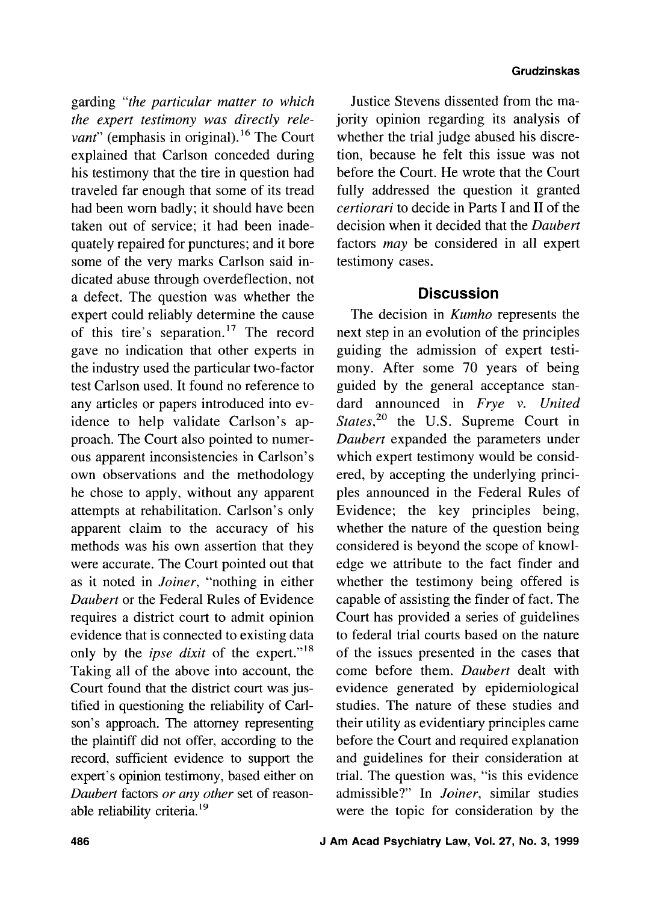garding *"the particular matter to which the expert testimony was directly relevant"* (emphasis in original).[16] The Court explained that Carlson conceded during his testimony that the tire in question had traveled far enough that some of its tread had been worn badly; it should have been taken out of service; it had been inadequately repaired for punctures; and it bore some of the very marks Carlson said indicated abuse through overdeflection, not a defect. The question was whether the expert could reliably determine the cause of this tire's separation.[17] The record gave no indication that other experts in the industry used the particular two-factor test Carlson used. It found no reference to any articles or papers introduced into evidence to help validate Carlson's approach. The Court also pointed to numerous apparent inconsistencies in Carlson's own observations and the methodology he chose to apply, without any apparent attempts at rehabilitation. Carlson's only apparent claim to the accuracy of his methods was his own assertion that they were accurate. The Court pointed out that as it noted in *Joiner*, "nothing in either *Daubert* or the Federal Rules of Evidence requires a district court to admit opinion evidence that is connected to existing data only by the *ipse dixit* of the expert."[18] Taking all of the above into account, the Court found that the district court was justified in questioning the reliability of Carlson's approach. The attorney representing the plaintiff did not offer, according to the record, sufficient evidence to support the expert's opinion testimony, based either on *Daubert* factors *or any other* set of reasonable reliability criteria.[19]

Justice Stevens dissented from the majority opinion regarding its analysis of whether the trial judge abused his discretion, because he felt this issue was not before the Court. He wrote that the Court fully addressed the question it granted *certiorari* to decide in Parts I and II of the decision when it decided that the *Daubert* factors *may* be considered in all expert testimony cases.

## Discussion

The decision in *Kumho* represents the next step in an evolution of the principles guiding the admission of expert testimony. After some 70 years of being guided by the general acceptance standard announced in *Frye v. United States*,[20] the U.S. Supreme Court in *Daubert* expanded the parameters under which expert testimony would be considered, by accepting the underlying principles announced in the Federal Rules of Evidence; the key principles being, whether the nature of the question being considered is beyond the scope of knowledge we attribute to the fact finder and whether the testimony being offered is capable of assisting the finder of fact. The Court has provided a series of guidelines to federal trial courts based on the nature of the issues presented in the cases that come before them. *Daubert* dealt with evidence generated by epidemiological studies. The nature of these studies and their utility as evidentiary principles came before the Court and required explanation and guidelines for their consideration at trial. The question was, "is this evidence admissible?" In *Joiner*, similar studies were the topic for consideration by the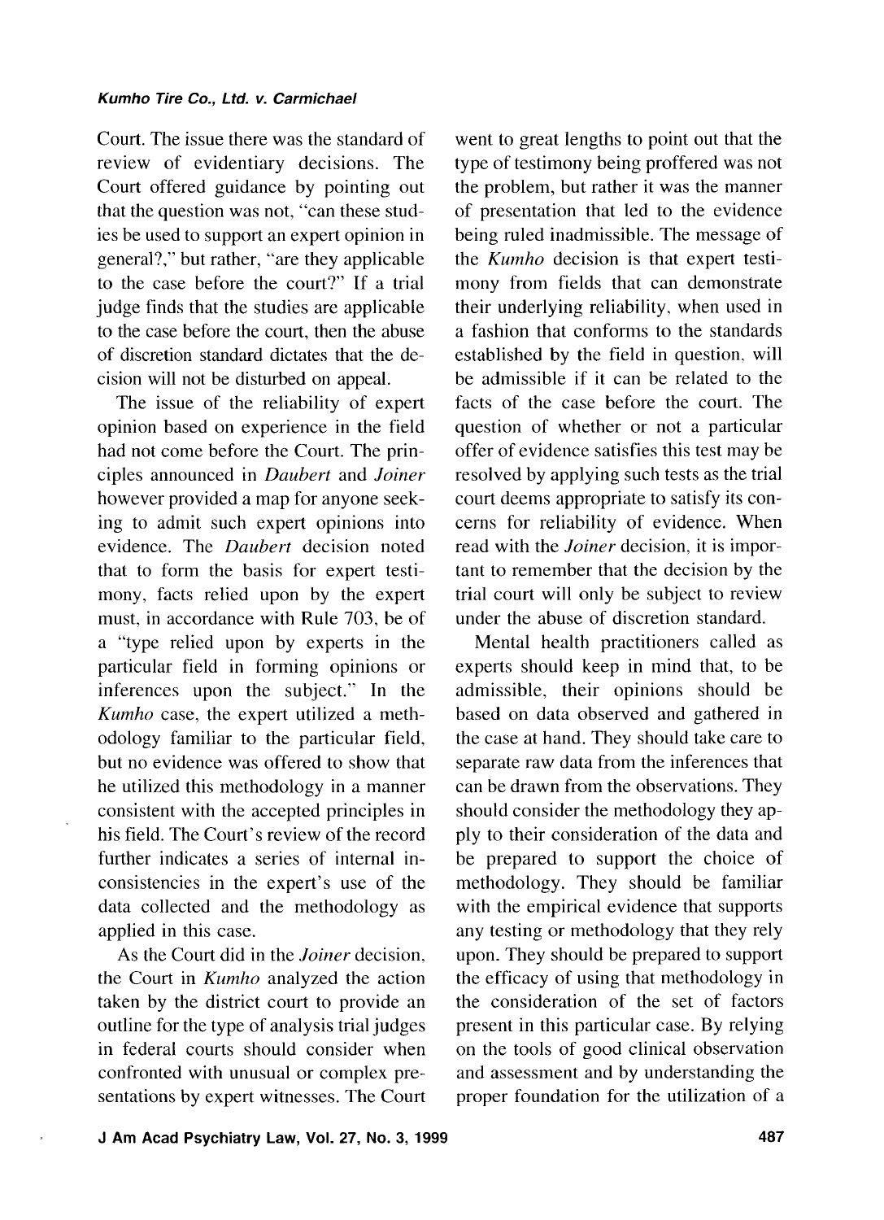Court. The issue there was the standard of review of evidentiary decisions. The Court offered guidance by pointing out that the question was not, "can these studies be used to support an expert opinion in general?," but rather, "are they applicable to the case before the court?" If a trial judge finds that the studies are applicable to the case before the court, then the abuse of discretion standard dictates that the decision will not be disturbed on appeal.

The issue of the reliability of expert opinion based on experience in the field had not come before the Court. The principles announced in *Daubert* and *Joiner* however provided a map for anyone seeking to admit such expert opinions into evidence. The *Daubert* decision noted that to form the basis for expert testimony, facts relied upon by the expert must, in accordance with Rule 703, be of a "type relied upon by experts in the particular field in forming opinions or inferences upon the subject." In the *Kumho* case, the expert utilized a methodology familiar to the particular field, but no evidence was offered to show that he utilized this methodology in a manner consistent with the accepted principles in his field. The Court's review of the record further indicates a series of internal inconsistencies in the expert's use of the data collected and the methodology as applied in this case.

As the Court did in the *Joiner* decision, the Court in *Kumho* analyzed the action taken by the district court to provide an outline for the type of analysis trial judges in federal courts should consider when confronted with unusual or complex presentations by expert witnesses. The Court went to great lengths to point out that the type of testimony being proffered was not the problem, but rather it was the manner of presentation that led to the evidence being ruled inadmissible. The message of the *Kumho* decision is that expert testimony from fields that can demonstrate their underlying reliability, when used in a fashion that conforms to the standards established by the field in question, will be admissible if it can be related to the facts of the case before the court. The question of whether or not a particular offer of evidence satisfies this test may be resolved by applying such tests as the trial court deems appropriate to satisfy its concerns for reliability of evidence. When read with the *Joiner* decision, it is important to remember that the decision by the trial court will only be subject to review under the abuse of discretion standard.

Mental health practitioners called as experts should keep in mind that, to be admissible, their opinions should be based on data observed and gathered in the case at hand. They should take care to separate raw data from the inferences that can be drawn from the observations. They should consider the methodology they apply to their consideration of the data and be prepared to support the choice of methodology. They should be familiar with the empirical evidence that supports any testing or methodology that they rely upon. They should be prepared to support the efficacy of using that methodology in the consideration of the set of factors present in this particular case. By relying on the tools of good clinical observation and assessment and by understanding the proper foundation for the utilization of a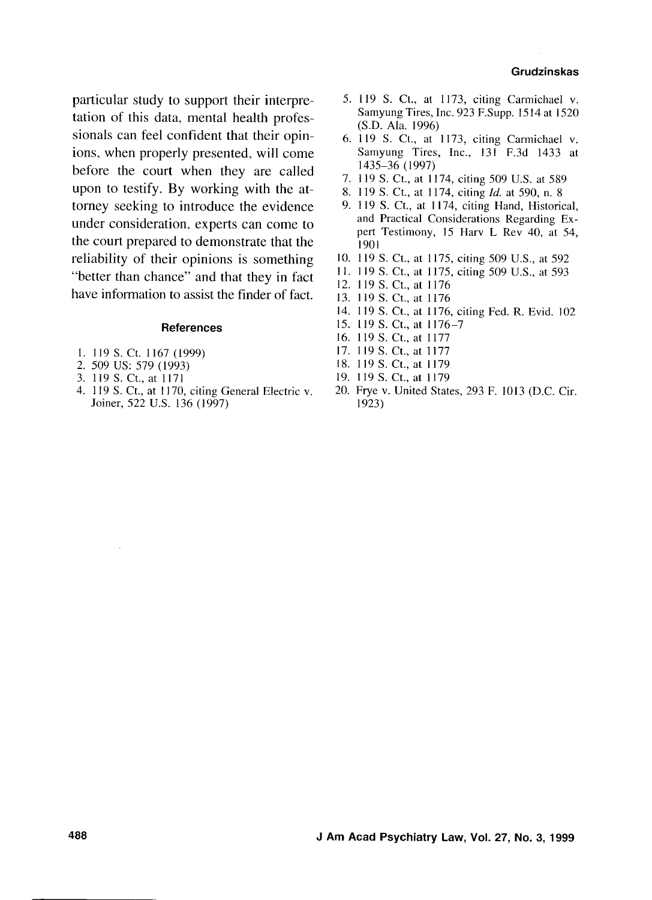particular study to support their interpretation of this data, mental health professionals can feel confident that their opinions, when properly presented, will come before the court when they are called upon to testify. By working with the attorney seeking to introduce the evidence under consideration, experts can come to the court prepared to demonstrate that the reliability of their opinions is something "better than chance" and that they in fact have information to assist the finder of fact.

## References

1. 119 S. Ct. 1167 (1999)
2. 509 US: 579 (1993)
3. 119 S. Ct., at 1171
4. 119 S. Ct., at 1170, citing General Electric v. Joiner, 522 U.S. 136 (1997)
5. 119 S. Ct., at 1173, citing Carmichael v. Samyung Tires, Inc. 923 F.Supp. 1514 at 1520 (S.D. Ala. 1996)
6. 119 S. Ct., at 1173, citing Carmichael v. Samyung Tires, Inc., 131 F.3d 1433 at 1435–36 (1997)
7. 119 S. Ct., at 1174, citing 509 U.S. at 589
8. 119 S. Ct., at 1174, citing *Id.* at 590, n. 8
9. 119 S. Ct., at 1174, citing Hand, Historical, and Practical Considerations Regarding Expert Testimony, 15 Harv L Rev 40, at 54, 1901
10. 119 S. Ct., at 1175, citing 509 U.S., at 592
11. 119 S. Ct., at 1175, citing 509 U.S., at 593
12. 119 S. Ct., at 1176
13. 119 S. Ct., at 1176
14. 119 S. Ct., at 1176, citing Fed. R. Evid. 102
15. 119 S. Ct., at 1176–7
16. 119 S. Ct., at 1177
17. 119 S. Ct., at 1177
18. 119 S. Ct., at 1179
19. 119 S. Ct., at 1179
20. Frye v. United States, 293 F. 1013 (D.C. Cir. 1923)